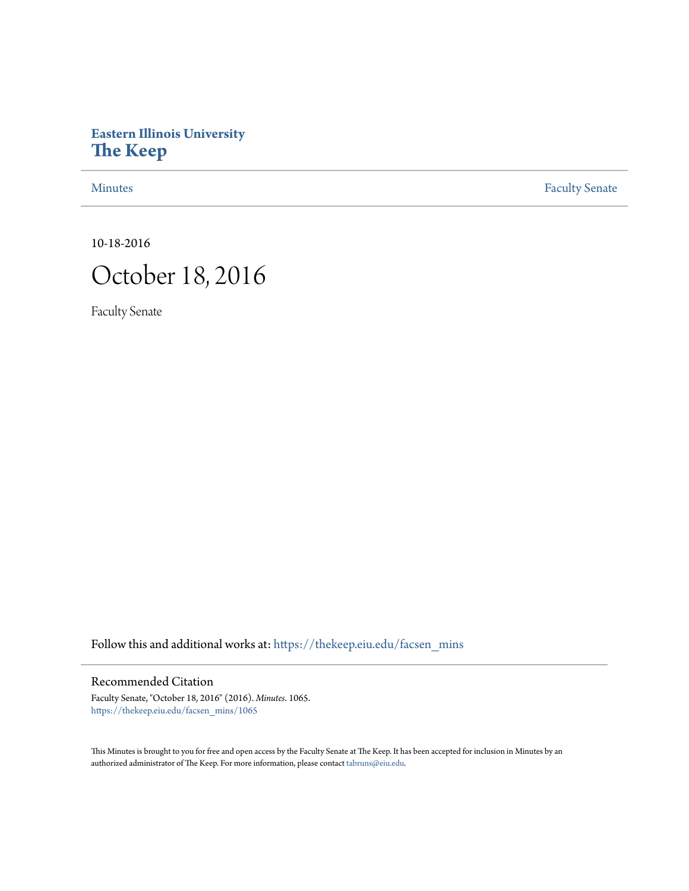**Eastern Illinois University**
**The Keep**

Minutes | Faculty Senate

10-18-2016

# October 18, 2016

Faculty Senate

Follow this and additional works at: https://thekeep.eiu.edu/facsen_mins

## Recommended Citation

Faculty Senate, "October 18, 2016" (2016). *Minutes*. 1065.
https://thekeep.eiu.edu/facsen_mins/1065

This Minutes is brought to you for free and open access by the Faculty Senate at The Keep. It has been accepted for inclusion in Minutes by an authorized administrator of The Keep. For more information, please contact tabruns@eiu.edu.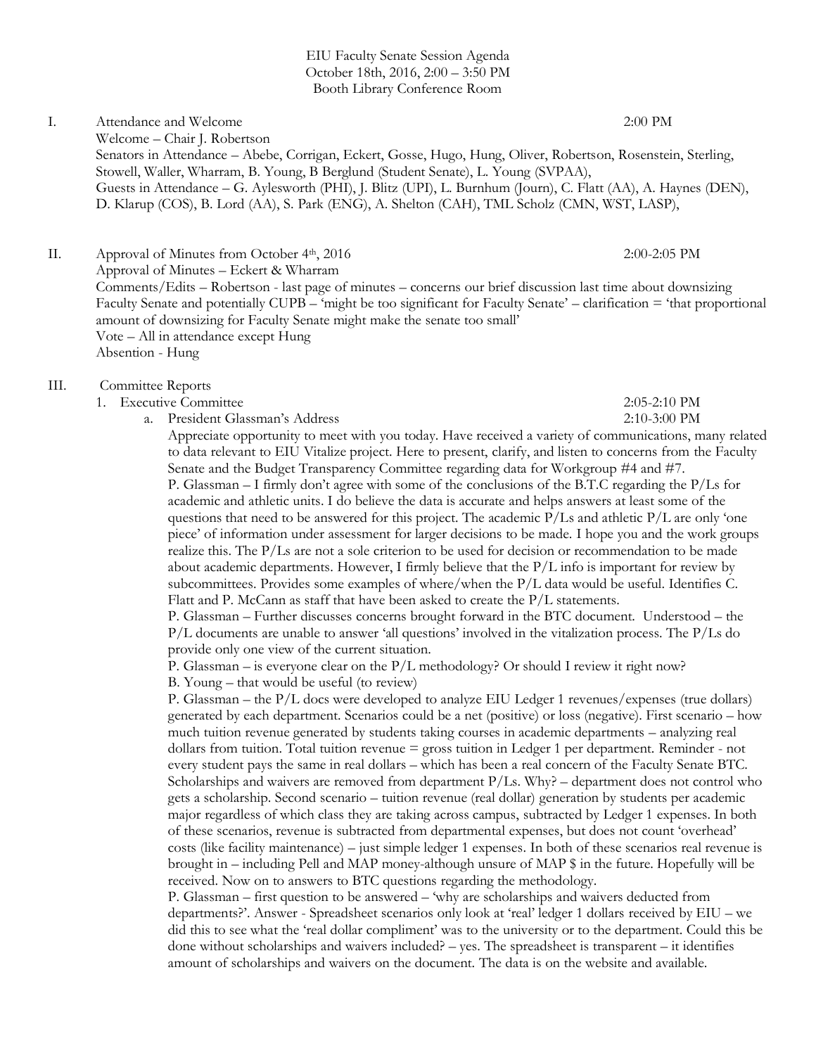EIU Faculty Senate Session Agenda
October 18th, 2016, 2:00 – 3:50 PM
Booth Library Conference Room

I. Attendance and Welcome 2:00 PM

Welcome – Chair J. Robertson

Senators in Attendance – Abebe, Corrigan, Eckert, Gosse, Hugo, Hung, Oliver, Robertson, Rosenstein, Sterling, Stowell, Waller, Wharram, B. Young, B Berglund (Student Senate), L. Young (SVPAA),

Guests in Attendance – G. Aylesworth (PHI), J. Blitz (UPI), L. Burnhum (Journ), C. Flatt (AA), A. Haynes (DEN), D. Klarup (COS), B. Lord (AA), S. Park (ENG), A. Shelton (CAH), TML Scholz (CMN, WST, LASP),

II. Approval of Minutes from October 4th, 2016 2:00-2:05 PM

Approval of Minutes – Eckert & Wharram

Comments/Edits – Robertson - last page of minutes – concerns our brief discussion last time about downsizing Faculty Senate and potentially CUPB – 'might be too significant for Faculty Senate' – clarification = 'that proportional amount of downsizing for Faculty Senate might make the senate too small'

Vote – All in attendance except Hung

Absention - Hung

III. Committee Reports

1. Executive Committee 2:05-2:10 PM
   a. President Glassman's Address 2:10-3:00 PM

Appreciate opportunity to meet with you today. Have received a variety of communications, many related to data relevant to EIU Vitalize project. Here to present, clarify, and listen to concerns from the Faculty Senate and the Budget Transparency Committee regarding data for Workgroup #4 and #7.

P. Glassman – I firmly don't agree with some of the conclusions of the B.T.C regarding the P/Ls for academic and athletic units. I do believe the data is accurate and helps answers at least some of the questions that need to be answered for this project. The academic P/Ls and athletic P/L are only 'one piece' of information under assessment for larger decisions to be made. I hope you and the work groups realize this. The P/Ls are not a sole criterion to be used for decision or recommendation to be made about academic departments. However, I firmly believe that the P/L info is important for review by subcommittees. Provides some examples of where/when the P/L data would be useful. Identifies C. Flatt and P. McCann as staff that have been asked to create the P/L statements.

P. Glassman – Further discusses concerns brought forward in the BTC document. Understood – the P/L documents are unable to answer 'all questions' involved in the vitalization process. The P/Ls do provide only one view of the current situation.

P. Glassman – is everyone clear on the P/L methodology? Or should I review it right now?

B. Young – that would be useful (to review)

P. Glassman – the P/L docs were developed to analyze EIU Ledger 1 revenues/expenses (true dollars) generated by each department. Scenarios could be a net (positive) or loss (negative). First scenario – how much tuition revenue generated by students taking courses in academic departments – analyzing real dollars from tuition. Total tuition revenue = gross tuition in Ledger 1 per department. Reminder - not every student pays the same in real dollars – which has been a real concern of the Faculty Senate BTC. Scholarships and waivers are removed from department P/Ls. Why? – department does not control who gets a scholarship. Second scenario – tuition revenue (real dollar) generation by students per academic major regardless of which class they are taking across campus, subtracted by Ledger 1 expenses. In both of these scenarios, revenue is subtracted from departmental expenses, but does not count 'overhead' costs (like facility maintenance) – just simple ledger 1 expenses. In both of these scenarios real revenue is brought in – including Pell and MAP money-although unsure of MAP $ in the future. Hopefully will be received. Now on to answers to BTC questions regarding the methodology.

P. Glassman – first question to be answered – 'why are scholarships and waivers deducted from departments?'. Answer - Spreadsheet scenarios only look at 'real' ledger 1 dollars received by EIU – we did this to see what the 'real dollar compliment' was to the university or to the department. Could this be done without scholarships and waivers included? – yes. The spreadsheet is transparent – it identifies amount of scholarships and waivers on the document. The data is on the website and available.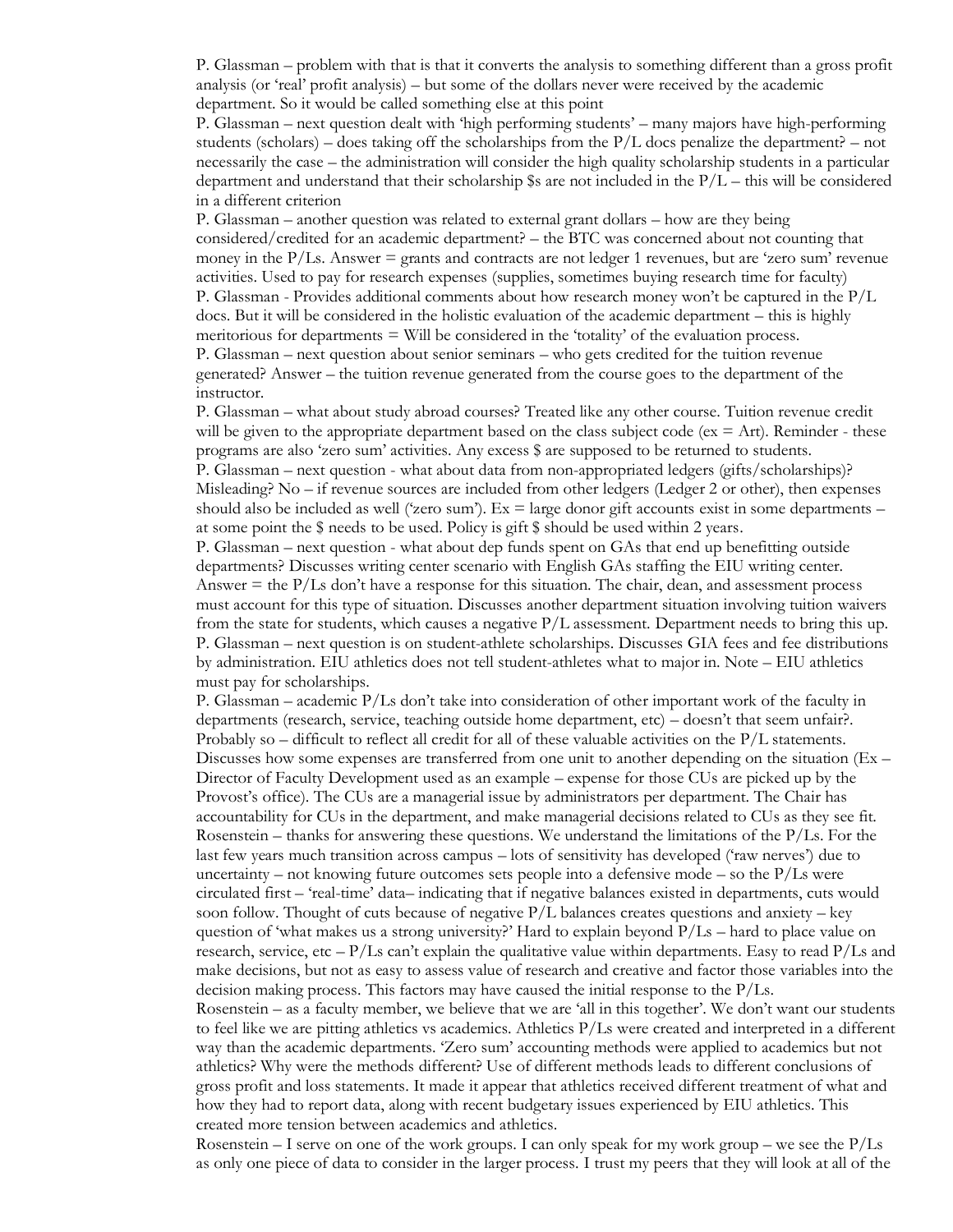P. Glassman – problem with that is that it converts the analysis to something different than a gross profit analysis (or 'real' profit analysis) – but some of the dollars never were received by the academic department. So it would be called something else at this point

P. Glassman – next question dealt with 'high performing students' – many majors have high-performing students (scholars) – does taking off the scholarships from the P/L docs penalize the department? – not necessarily the case – the administration will consider the high quality scholarship students in a particular department and understand that their scholarship $s are not included in the P/L – this will be considered in a different criterion

P. Glassman – another question was related to external grant dollars – how are they being considered/credited for an academic department? – the BTC was concerned about not counting that money in the P/Ls. Answer = grants and contracts are not ledger 1 revenues, but are 'zero sum' revenue activities. Used to pay for research expenses (supplies, sometimes buying research time for faculty)

P. Glassman - Provides additional comments about how research money won't be captured in the P/L docs. But it will be considered in the holistic evaluation of the academic department – this is highly meritorious for departments = Will be considered in the 'totality' of the evaluation process.

P. Glassman – next question about senior seminars – who gets credited for the tuition revenue generated? Answer – the tuition revenue generated from the course goes to the department of the instructor.

P. Glassman – what about study abroad courses? Treated like any other course. Tuition revenue credit will be given to the appropriate department based on the class subject code (ex = Art). Reminder - these programs are also 'zero sum' activities. Any excess $ are supposed to be returned to students.

P. Glassman – next question - what about data from non-appropriated ledgers (gifts/scholarships)? Misleading? No – if revenue sources are included from other ledgers (Ledger 2 or other), then expenses should also be included as well ('zero sum'). Ex = large donor gift accounts exist in some departments – at some point the $ needs to be used. Policy is gift $ should be used within 2 years.

P. Glassman – next question - what about dep funds spent on GAs that end up benefitting outside departments? Discusses writing center scenario with English GAs staffing the EIU writing center. Answer = the P/Ls don't have a response for this situation. The chair, dean, and assessment process must account for this type of situation. Discusses another department situation involving tuition waivers from the state for students, which causes a negative P/L assessment. Department needs to bring this up.

P. Glassman – next question is on student-athlete scholarships. Discusses GIA fees and fee distributions by administration. EIU athletics does not tell student-athletes what to major in. Note – EIU athletics must pay for scholarships.

P. Glassman – academic P/Ls don't take into consideration of other important work of the faculty in departments (research, service, teaching outside home department, etc) – doesn't that seem unfair?. Probably so – difficult to reflect all credit for all of these valuable activities on the P/L statements. Discusses how some expenses are transferred from one unit to another depending on the situation (Ex – Director of Faculty Development used as an example – expense for those CUs are picked up by the Provost's office). The CUs are a managerial issue by administrators per department. The Chair has accountability for CUs in the department, and make managerial decisions related to CUs as they see fit.

Rosenstein – thanks for answering these questions. We understand the limitations of the P/Ls. For the last few years much transition across campus – lots of sensitivity has developed ('raw nerves') due to uncertainty – not knowing future outcomes sets people into a defensive mode – so the P/Ls were circulated first – 'real-time' data– indicating that if negative balances existed in departments, cuts would soon follow. Thought of cuts because of negative P/L balances creates questions and anxiety – key question of 'what makes us a strong university?' Hard to explain beyond P/Ls – hard to place value on research, service, etc – P/Ls can't explain the qualitative value within departments. Easy to read P/Ls and make decisions, but not as easy to assess value of research and creative and factor those variables into the decision making process. This factors may have caused the initial response to the P/Ls.

Rosenstein – as a faculty member, we believe that we are 'all in this together'. We don't want our students to feel like we are pitting athletics vs academics. Athletics P/Ls were created and interpreted in a different way than the academic departments. 'Zero sum' accounting methods were applied to academics but not athletics? Why were the methods different? Use of different methods leads to different conclusions of gross profit and loss statements. It made it appear that athletics received different treatment of what and how they had to report data, along with recent budgetary issues experienced by EIU athletics. This created more tension between academics and athletics.

Rosenstein – I serve on one of the work groups. I can only speak for my work group – we see the P/Ls as only one piece of data to consider in the larger process. I trust my peers that they will look at all of the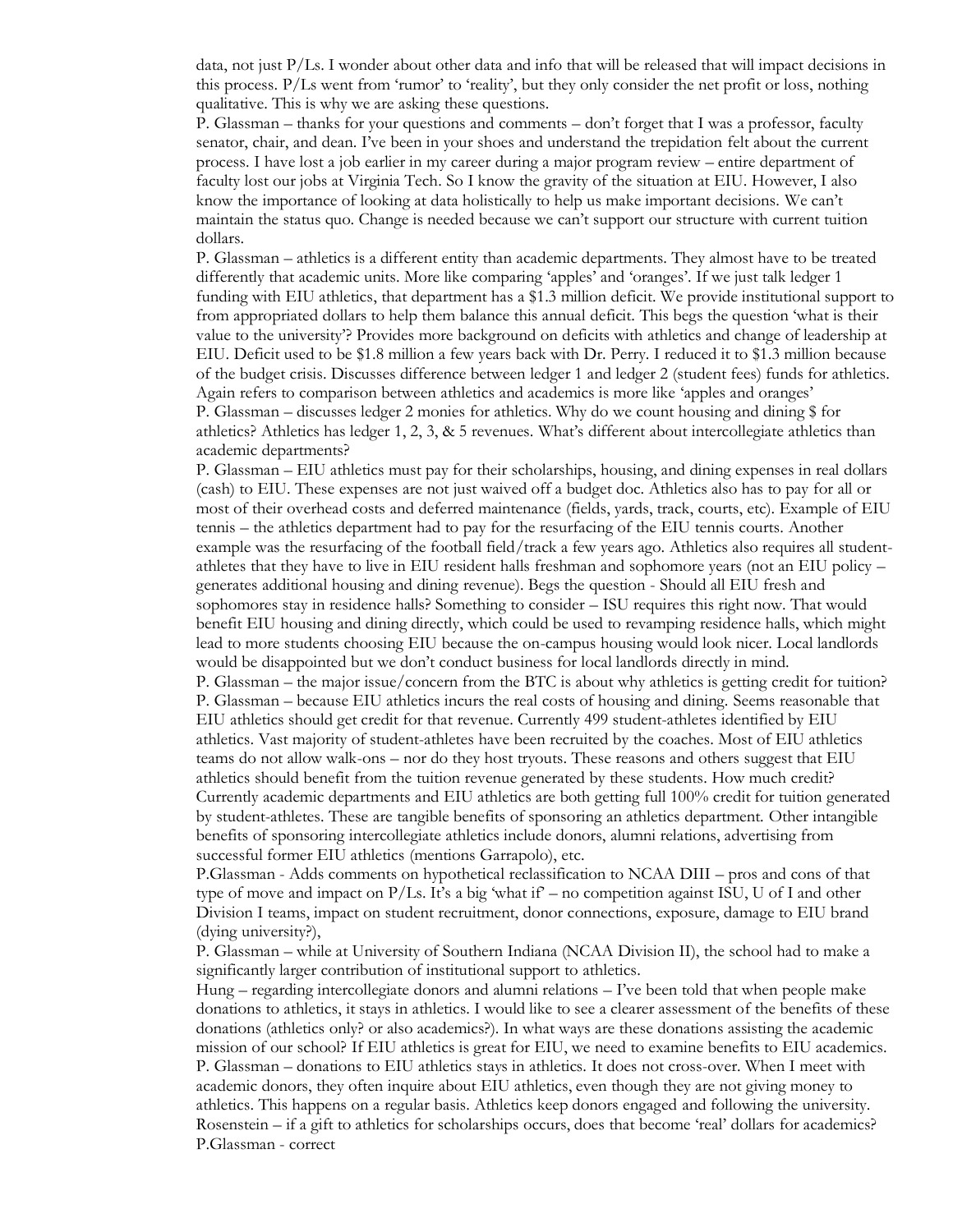data, not just P/Ls. I wonder about other data and info that will be released that will impact decisions in this process. P/Ls went from 'rumor' to 'reality', but they only consider the net profit or loss, nothing qualitative. This is why we are asking these questions.

P. Glassman – thanks for your questions and comments – don't forget that I was a professor, faculty senator, chair, and dean. I've been in your shoes and understand the trepidation felt about the current process. I have lost a job earlier in my career during a major program review – entire department of faculty lost our jobs at Virginia Tech. So I know the gravity of the situation at EIU. However, I also know the importance of looking at data holistically to help us make important decisions. We can't maintain the status quo. Change is needed because we can't support our structure with current tuition dollars.

P. Glassman – athletics is a different entity than academic departments. They almost have to be treated differently that academic units. More like comparing 'apples' and 'oranges'. If we just talk ledger 1 funding with EIU athletics, that department has a $1.3 million deficit. We provide institutional support to from appropriated dollars to help them balance this annual deficit. This begs the question 'what is their value to the university'? Provides more background on deficits with athletics and change of leadership at EIU. Deficit used to be $1.8 million a few years back with Dr. Perry. I reduced it to $1.3 million because of the budget crisis. Discusses difference between ledger 1 and ledger 2 (student fees) funds for athletics. Again refers to comparison between athletics and academics is more like 'apples and oranges'

P. Glassman – discusses ledger 2 monies for athletics. Why do we count housing and dining $ for athletics? Athletics has ledger 1, 2, 3, & 5 revenues. What's different about intercollegiate athletics than academic departments?

P. Glassman – EIU athletics must pay for their scholarships, housing, and dining expenses in real dollars (cash) to EIU. These expenses are not just waived off a budget doc. Athletics also has to pay for all or most of their overhead costs and deferred maintenance (fields, yards, track, courts, etc). Example of EIU tennis – the athletics department had to pay for the resurfacing of the EIU tennis courts. Another example was the resurfacing of the football field/track a few years ago. Athletics also requires all student-athletes that they have to live in EIU resident halls freshman and sophomore years (not an EIU policy – generates additional housing and dining revenue). Begs the question - Should all EIU fresh and sophomores stay in residence halls? Something to consider – ISU requires this right now. That would benefit EIU housing and dining directly, which could be used to revamping residence halls, which might lead to more students choosing EIU because the on-campus housing would look nicer. Local landlords would be disappointed but we don't conduct business for local landlords directly in mind.

P. Glassman – the major issue/concern from the BTC is about why athletics is getting credit for tuition?

P. Glassman – because EIU athletics incurs the real costs of housing and dining. Seems reasonable that EIU athletics should get credit for that revenue. Currently 499 student-athletes identified by EIU athletics. Vast majority of student-athletes have been recruited by the coaches. Most of EIU athletics teams do not allow walk-ons – nor do they host tryouts. These reasons and others suggest that EIU athletics should benefit from the tuition revenue generated by these students. How much credit? Currently academic departments and EIU athletics are both getting full 100% credit for tuition generated by student-athletes. These are tangible benefits of sponsoring an athletics department. Other intangible benefits of sponsoring intercollegiate athletics include donors, alumni relations, advertising from successful former EIU athletics (mentions Garrapolo), etc.

P.Glassman - Adds comments on hypothetical reclassification to NCAA DIII – pros and cons of that type of move and impact on P/Ls. It's a big 'what if' – no competition against ISU, U of I and other Division I teams, impact on student recruitment, donor connections, exposure, damage to EIU brand (dying university?),

P. Glassman – while at University of Southern Indiana (NCAA Division II), the school had to make a significantly larger contribution of institutional support to athletics.

Hung – regarding intercollegiate donors and alumni relations – I've been told that when people make donations to athletics, it stays in athletics. I would like to see a clearer assessment of the benefits of these donations (athletics only? or also academics?). In what ways are these donations assisting the academic mission of our school? If EIU athletics is great for EIU, we need to examine benefits to EIU academics.

P. Glassman – donations to EIU athletics stays in athletics. It does not cross-over. When I meet with academic donors, they often inquire about EIU athletics, even though they are not giving money to athletics. This happens on a regular basis. Athletics keep donors engaged and following the university.

Rosenstein – if a gift to athletics for scholarships occurs, does that become 'real' dollars for academics?

P.Glassman - correct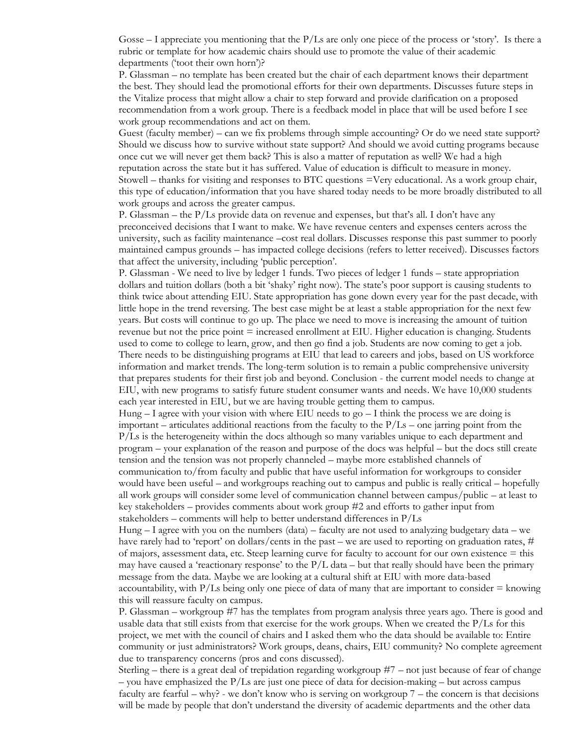Gosse – I appreciate you mentioning that the P/Ls are only one piece of the process or 'story'. Is there a rubric or template for how academic chairs should use to promote the value of their academic departments ('toot their own horn')?

P. Glassman – no template has been created but the chair of each department knows their department the best. They should lead the promotional efforts for their own departments. Discusses future steps in the Vitalize process that might allow a chair to step forward and provide clarification on a proposed recommendation from a work group. There is a feedback model in place that will be used before I see work group recommendations and act on them.

Guest (faculty member) – can we fix problems through simple accounting? Or do we need state support? Should we discuss how to survive without state support? And should we avoid cutting programs because once cut we will never get them back? This is also a matter of reputation as well? We had a high reputation across the state but it has suffered. Value of education is difficult to measure in money.

Stowell – thanks for visiting and responses to BTC questions =Very educational. As a work group chair, this type of education/information that you have shared today needs to be more broadly distributed to all work groups and across the greater campus.

P. Glassman – the P/Ls provide data on revenue and expenses, but that's all. I don't have any preconceived decisions that I want to make. We have revenue centers and expenses centers across the university, such as facility maintenance –cost real dollars. Discusses response this past summer to poorly maintained campus grounds – has impacted college decisions (refers to letter received). Discusses factors that affect the university, including 'public perception'.

P. Glassman - We need to live by ledger 1 funds. Two pieces of ledger 1 funds – state appropriation dollars and tuition dollars (both a bit 'shaky' right now). The state's poor support is causing students to think twice about attending EIU. State appropriation has gone down every year for the past decade, with little hope in the trend reversing. The best case might be at least a stable appropriation for the next few years. But costs will continue to go up. The place we need to move is increasing the amount of tuition revenue but not the price point = increased enrollment at EIU. Higher education is changing. Students used to come to college to learn, grow, and then go find a job. Students are now coming to get a job. There needs to be distinguishing programs at EIU that lead to careers and jobs, based on US workforce information and market trends. The long-term solution is to remain a public comprehensive university that prepares students for their first job and beyond. Conclusion - the current model needs to change at EIU, with new programs to satisfy future student consumer wants and needs. We have 10,000 students each year interested in EIU, but we are having trouble getting them to campus.

Hung – I agree with your vision with where EIU needs to go – I think the process we are doing is important – articulates additional reactions from the faculty to the P/Ls – one jarring point from the P/Ls is the heterogeneity within the docs although so many variables unique to each department and program – your explanation of the reason and purpose of the docs was helpful – but the docs still create tension and the tension was not properly channeled – maybe more established channels of communication to/from faculty and public that have useful information for workgroups to consider would have been useful – and workgroups reaching out to campus and public is really critical – hopefully all work groups will consider some level of communication channel between campus/public – at least to key stakeholders – provides comments about work group #2 and efforts to gather input from stakeholders – comments will help to better understand differences in P/Ls

Hung – I agree with you on the numbers (data) – faculty are not used to analyzing budgetary data – we have rarely had to 'report' on dollars/cents in the past – we are used to reporting on graduation rates, # of majors, assessment data, etc. Steep learning curve for faculty to account for our own existence = this may have caused a 'reactionary response' to the P/L data – but that really should have been the primary message from the data. Maybe we are looking at a cultural shift at EIU with more data-based accountability, with P/Ls being only one piece of data of many that are important to consider = knowing this will reassure faculty on campus.

P. Glassman – workgroup #7 has the templates from program analysis three years ago. There is good and usable data that still exists from that exercise for the work groups. When we created the P/Ls for this project, we met with the council of chairs and I asked them who the data should be available to: Entire community or just administrators? Work groups, deans, chairs, EIU community? No complete agreement due to transparency concerns (pros and cons discussed).

Sterling – there is a great deal of trepidation regarding workgroup #7 – not just because of fear of change – you have emphasized the P/Ls are just one piece of data for decision-making – but across campus faculty are fearful – why? - we don't know who is serving on workgroup 7 – the concern is that decisions will be made by people that don't understand the diversity of academic departments and the other data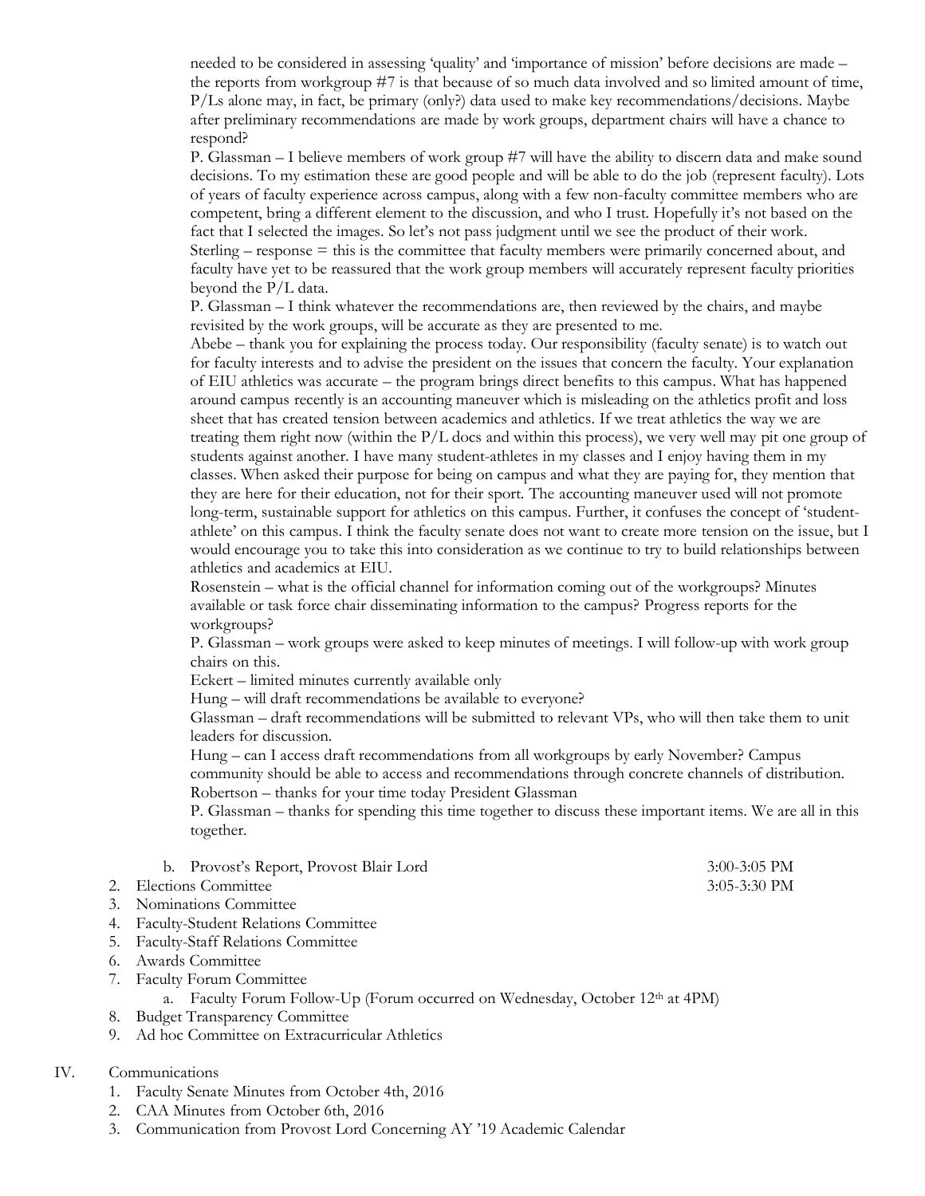needed to be considered in assessing 'quality' and 'importance of mission' before decisions are made – the reports from workgroup #7 is that because of so much data involved and so limited amount of time, P/Ls alone may, in fact, be primary (only?) data used to make key recommendations/decisions. Maybe after preliminary recommendations are made by work groups, department chairs will have a chance to respond?

P. Glassman – I believe members of work group #7 will have the ability to discern data and make sound decisions. To my estimation these are good people and will be able to do the job (represent faculty). Lots of years of faculty experience across campus, along with a few non-faculty committee members who are competent, bring a different element to the discussion, and who I trust. Hopefully it's not based on the fact that I selected the images. So let's not pass judgment until we see the product of their work.

Sterling – response = this is the committee that faculty members were primarily concerned about, and faculty have yet to be reassured that the work group members will accurately represent faculty priorities beyond the P/L data.

P. Glassman – I think whatever the recommendations are, then reviewed by the chairs, and maybe revisited by the work groups, will be accurate as they are presented to me.

Abebe – thank you for explaining the process today. Our responsibility (faculty senate) is to watch out for faculty interests and to advise the president on the issues that concern the faculty. Your explanation of EIU athletics was accurate – the program brings direct benefits to this campus. What has happened around campus recently is an accounting maneuver which is misleading on the athletics profit and loss sheet that has created tension between academics and athletics. If we treat athletics the way we are treating them right now (within the P/L docs and within this process), we very well may pit one group of students against another. I have many student-athletes in my classes and I enjoy having them in my classes. When asked their purpose for being on campus and what they are paying for, they mention that they are here for their education, not for their sport. The accounting maneuver used will not promote long-term, sustainable support for athletics on this campus. Further, it confuses the concept of 'student-athlete' on this campus. I think the faculty senate does not want to create more tension on the issue, but I would encourage you to take this into consideration as we continue to try to build relationships between athletics and academics at EIU.

Rosenstein – what is the official channel for information coming out of the workgroups? Minutes available or task force chair disseminating information to the campus? Progress reports for the workgroups?

P. Glassman – work groups were asked to keep minutes of meetings. I will follow-up with work group chairs on this.

Eckert – limited minutes currently available only

Hung – will draft recommendations be available to everyone?

Glassman – draft recommendations will be submitted to relevant VPs, who will then take them to unit leaders for discussion.

Hung – can I access draft recommendations from all workgroups by early November? Campus community should be able to access and recommendations through concrete channels of distribution.

Robertson – thanks for your time today President Glassman

P. Glassman – thanks for spending this time together to discuss these important items. We are all in this together.

   b. Provost's Report, Provost Blair Lord 3:00-3:05 PM

2. Elections Committee 3:05-3:30 PM
3. Nominations Committee
4. Faculty-Student Relations Committee
5. Faculty-Staff Relations Committee
6. Awards Committee
7. Faculty Forum Committee
   a. Faculty Forum Follow-Up (Forum occurred on Wednesday, October 12th at 4PM)
8. Budget Transparency Committee
9. Ad hoc Committee on Extracurricular Athletics

IV. Communications

1. Faculty Senate Minutes from October 4th, 2016
2. CAA Minutes from October 6th, 2016
3. Communication from Provost Lord Concerning AY '19 Academic Calendar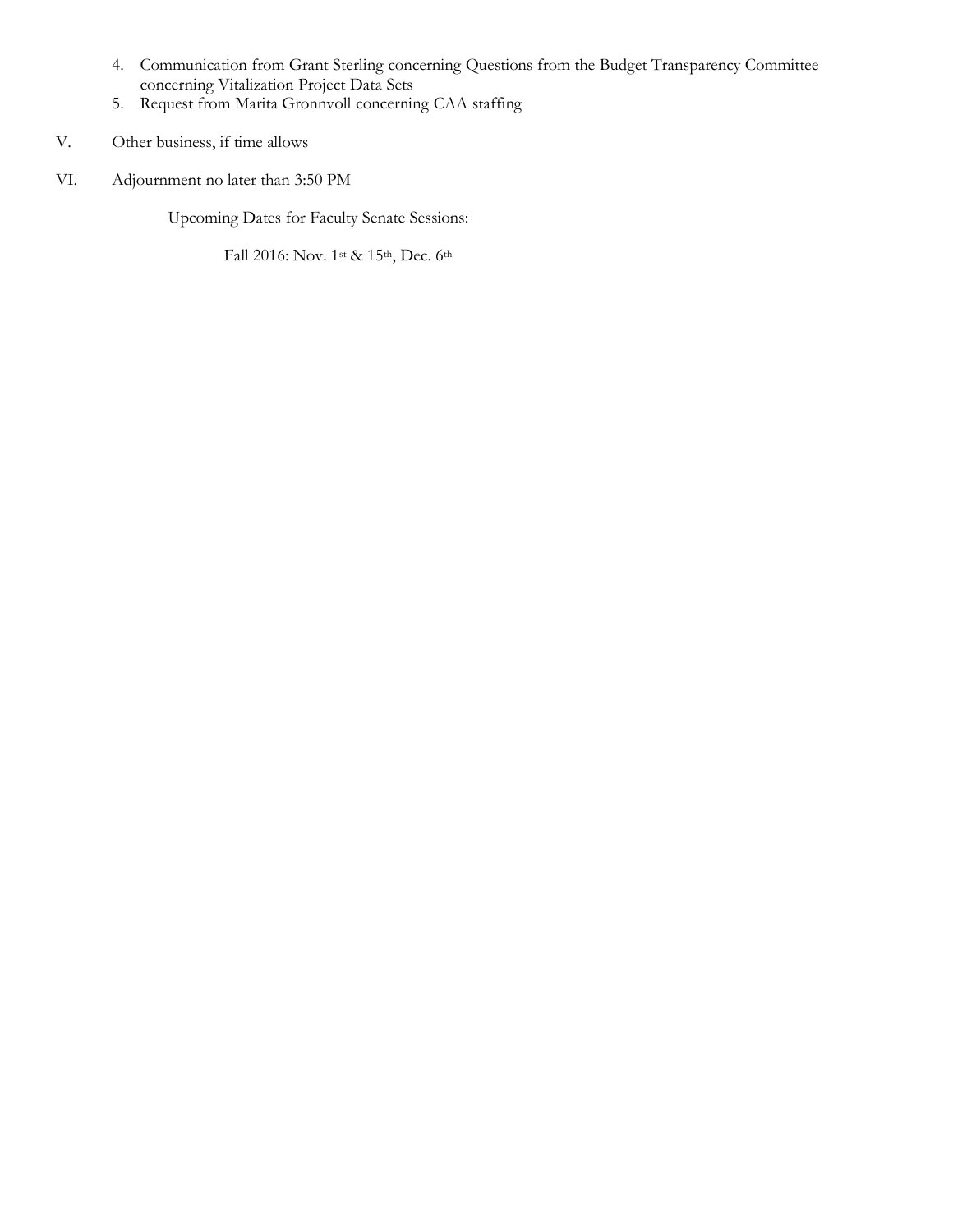4. Communication from Grant Sterling concerning Questions from the Budget Transparency Committee concerning Vitalization Project Data Sets
5. Request from Marita Gronnvoll concerning CAA staffing

V. Other business, if time allows

VI. Adjournment no later than 3:50 PM

Upcoming Dates for Faculty Senate Sessions:

Fall 2016: Nov. 1st & 15th, Dec. 6th